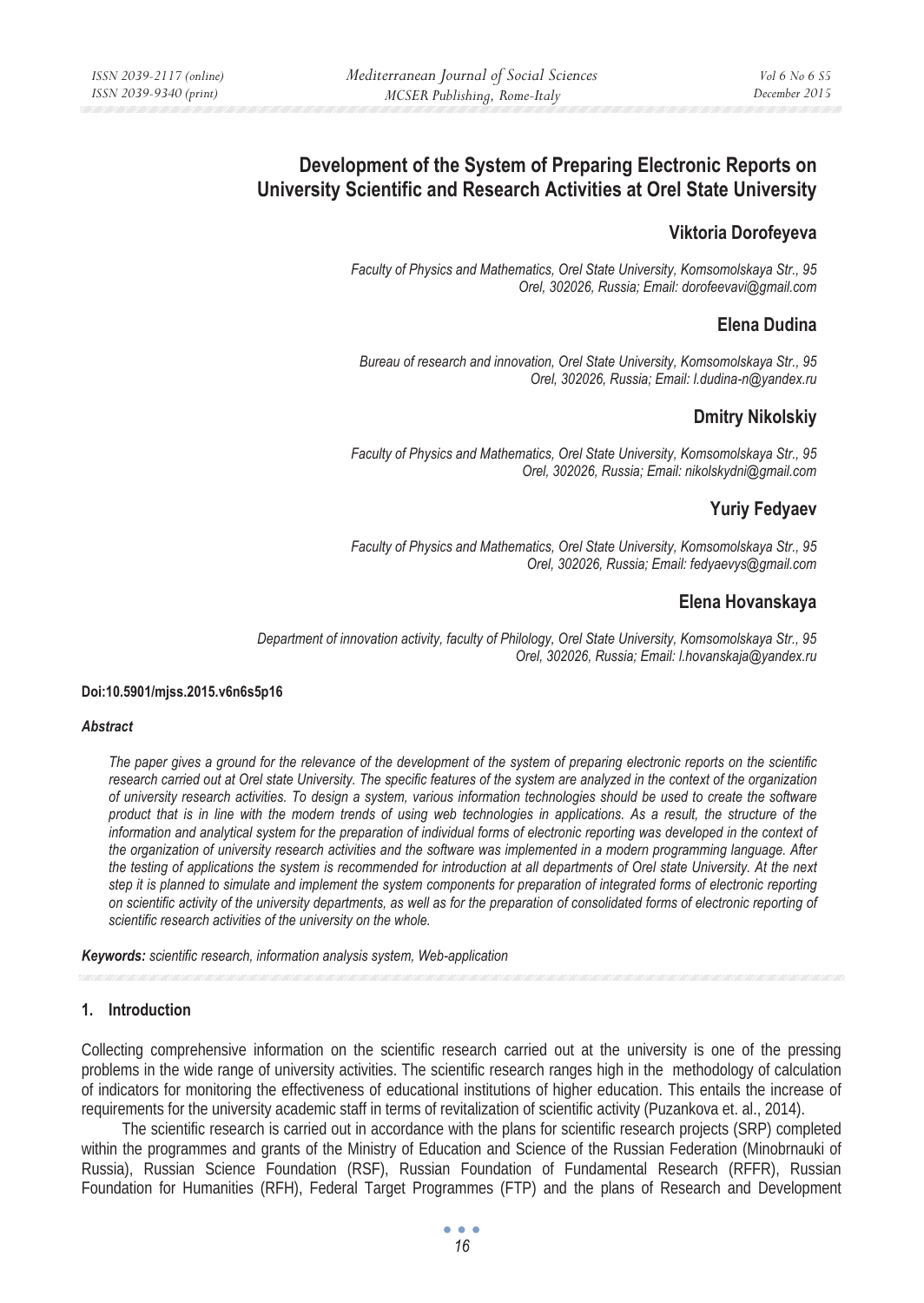# Development of the System of Preparing Electronic Reports on University Scientific and Research Activities at Orel State University

## Viktoria Dorofeyeva

*Faculty of Physics and Mathematics, Orel State University, Komsomolskaya Str., 95 Orel, 302026, Russia; Email: dorofeevavi@gmail.com*

## Elena Dudina

*Bureau of research and innovation, Orel State University, Komsomolskaya Str., 95 Orel, 302026, Russia; Email: l.dudina-n@yandex.ru*

## Dmitry Nikolskiy

*Faculty of Physics and Mathematics, Orel State University, Komsomolskaya Str., 95 Orel, 302026, Russia; Email: nikolskydni@gmail.com*

## Yuriy Fedyaev

*Faculty of Physics and Mathematics, Orel State University, Komsomolskaya Str., 95 Orel, 302026, Russia; Email: fedyaevys@gmail.com*

## Elena Hovanskaya

*Department of innovation activity, faculty of Philology, Orel State University, Komsomolskaya Str., 95 Orel, 302026, Russia; Email: l.hovanskaja@yandex.ru*

**Doi:10.5901/mjss.2015.v6n6s5p16**

***Abstract***

*The paper gives a ground for the relevance of the development of the system of preparing electronic reports on the scientific research carried out at Orel state University. The specific features of the system are analyzed in the context of the organization of university research activities. To design a system, various information technologies should be used to create the software product that is in line with the modern trends of using web technologies in applications. As a result, the structure of the information and analytical system for the preparation of individual forms of electronic reporting was developed in the context of the organization of university research activities and the software was implemented in a modern programming language. After the testing of applications the system is recommended for introduction at all departments of Orel state University. At the next step it is planned to simulate and implement the system components for preparation of integrated forms of electronic reporting on scientific activity of the university departments, as well as for the preparation of consolidated forms of electronic reporting of scientific research activities of the university on the whole.*

***Keywords:*** *scientific research, information analysis system, Web-application*

## 1. Introduction

Collecting comprehensive information on the scientific research carried out at the university is one of the pressing problems in the wide range of university activities. The scientific research ranges high in the methodology of calculation of indicators for monitoring the effectiveness of educational institutions of higher education. This entails the increase of requirements for the university academic staff in terms of revitalization of scientific activity (Puzankova et. al., 2014).

The scientific research is carried out in accordance with the plans for scientific research projects (SRP) completed within the programmes and grants of the Ministry of Education and Science of the Russian Federation (Minobrnauki of Russia), Russian Science Foundation (RSF), Russian Foundation of Fundamental Research (RFFR), Russian Foundation for Humanities (RFH), Federal Target Programmes (FTP) and the plans of Research and Development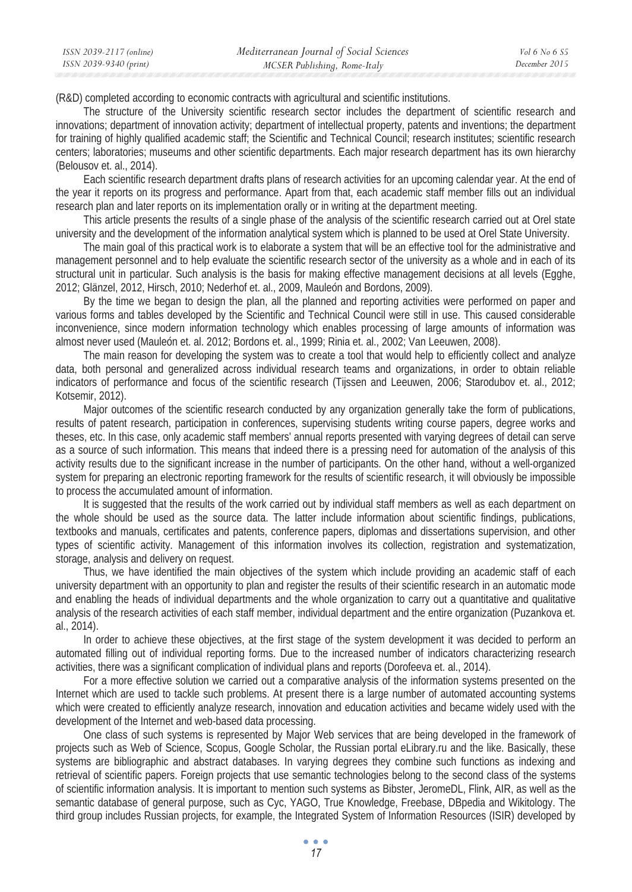(R&D) completed according to economic contracts with agricultural and scientific institutions.

The structure of the University scientific research sector includes the department of scientific research and innovations; department of innovation activity; department of intellectual property, patents and inventions; the department for training of highly qualified academic staff; the Scientific and Technical Council; research institutes; scientific research centers; laboratories; museums and other scientific departments. Each major research department has its own hierarchy (Belousov et. al., 2014).

Each scientific research department drafts plans of research activities for an upcoming calendar year. At the end of the year it reports on its progress and performance. Apart from that, each academic staff member fills out an individual research plan and later reports on its implementation orally or in writing at the department meeting.

This article presents the results of a single phase of the analysis of the scientific research carried out at Orel state university and the development of the information analytical system which is planned to be used at Orel State University.

The main goal of this practical work is to elaborate a system that will be an effective tool for the administrative and management personnel and to help evaluate the scientific research sector of the university as a whole and in each of its structural unit in particular. Such analysis is the basis for making effective management decisions at all levels (Egghe, 2012; Glänzel, 2012, Hirsch, 2010; Nederhof et. al., 2009, Mauleón and Bordons, 2009).

By the time we began to design the plan, all the planned and reporting activities were performed on paper and various forms and tables developed by the Scientific and Technical Council were still in use. This caused considerable inconvenience, since modern information technology which enables processing of large amounts of information was almost never used (Mauleón et. al. 2012; Bordons et. al., 1999; Rinia et. al., 2002; Van Leeuwen, 2008).

The main reason for developing the system was to create a tool that would help to efficiently collect and analyze data, both personal and generalized across individual research teams and organizations, in order to obtain reliable indicators of performance and focus of the scientific research (Tijssen and Leeuwen, 2006; Starodubov et. al., 2012; Kotsemir, 2012).

Major outcomes of the scientific research conducted by any organization generally take the form of publications, results of patent research, participation in conferences, supervising students writing course papers, degree works and theses, etc. In this case, only academic staff members' annual reports presented with varying degrees of detail can serve as a source of such information. This means that indeed there is a pressing need for automation of the analysis of this activity results due to the significant increase in the number of participants. On the other hand, without a well-organized system for preparing an electronic reporting framework for the results of scientific research, it will obviously be impossible to process the accumulated amount of information.

It is suggested that the results of the work carried out by individual staff members as well as each department on the whole should be used as the source data. The latter include information about scientific findings, publications, textbooks and manuals, certificates and patents, conference papers, diplomas and dissertations supervision, and other types of scientific activity. Management of this information involves its collection, registration and systematization, storage, analysis and delivery on request.

Thus, we have identified the main objectives of the system which include providing an academic staff of each university department with an opportunity to plan and register the results of their scientific research in an automatic mode and enabling the heads of individual departments and the whole organization to carry out a quantitative and qualitative analysis of the research activities of each staff member, individual department and the entire organization (Puzankova et. al., 2014).

In order to achieve these objectives, at the first stage of the system development it was decided to perform an automated filling out of individual reporting forms. Due to the increased number of indicators characterizing research activities, there was a significant complication of individual plans and reports (Dorofeeva et. al., 2014).

For a more effective solution we carried out a comparative analysis of the information systems presented on the Internet which are used to tackle such problems. At present there is a large number of automated accounting systems which were created to efficiently analyze research, innovation and education activities and became widely used with the development of the Internet and web-based data processing.

One class of such systems is represented by Major Web services that are being developed in the framework of projects such as Web of Science, Scopus, Google Scholar, the Russian portal eLibrary.ru and the like. Basically, these systems are bibliographic and abstract databases. In varying degrees they combine such functions as indexing and retrieval of scientific papers. Foreign projects that use semantic technologies belong to the second class of the systems of scientific information analysis. It is important to mention such systems as Bibster, JeromeDL, Flink, AIR, as well as the semantic database of general purpose, such as Cyc, YAGO, True Knowledge, Freebase, DBpedia and Wikitology. The third group includes Russian projects, for example, the Integrated System of Information Resources (ISIR) developed by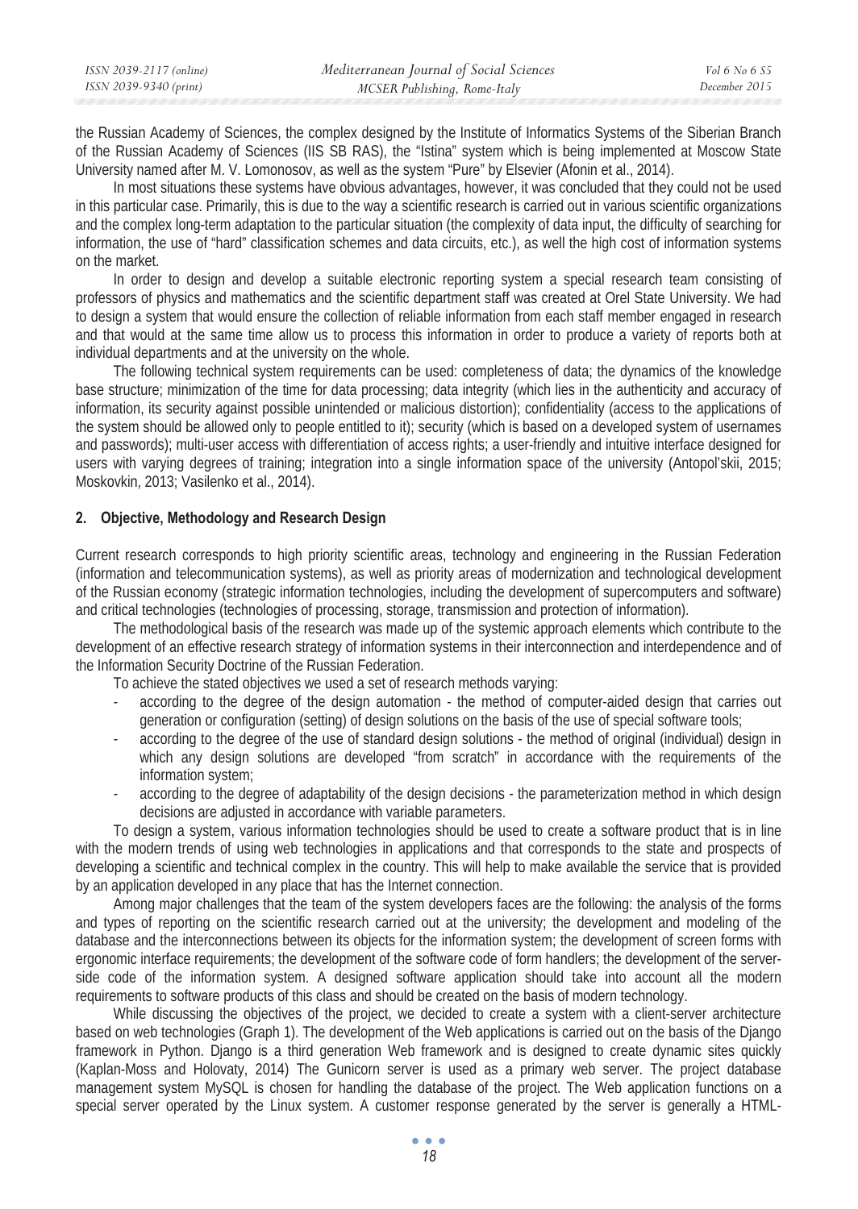the Russian Academy of Sciences, the complex designed by the Institute of Informatics Systems of the Siberian Branch of the Russian Academy of Sciences (IIS SB RAS), the "Istina" system which is being implemented at Moscow State University named after M. V. Lomonosov, as well as the system "Pure" by Elsevier (Afonin et al., 2014).

In most situations these systems have obvious advantages, however, it was concluded that they could not be used in this particular case. Primarily, this is due to the way a scientific research is carried out in various scientific organizations and the complex long-term adaptation to the particular situation (the complexity of data input, the difficulty of searching for information, the use of "hard" classification schemes and data circuits, etc.), as well the high cost of information systems on the market.

In order to design and develop a suitable electronic reporting system a special research team consisting of professors of physics and mathematics and the scientific department staff was created at Orel State University. We had to design a system that would ensure the collection of reliable information from each staff member engaged in research and that would at the same time allow us to process this information in order to produce a variety of reports both at individual departments and at the university on the whole.

The following technical system requirements can be used: completeness of data; the dynamics of the knowledge base structure; minimization of the time for data processing; data integrity (which lies in the authenticity and accuracy of information, its security against possible unintended or malicious distortion); confidentiality (access to the applications of the system should be allowed only to people entitled to it); security (which is based on a developed system of usernames and passwords); multi-user access with differentiation of access rights; a user-friendly and intuitive interface designed for users with varying degrees of training; integration into a single information space of the university (Antopol'skii, 2015; Moskovkin, 2013; Vasilenko et al., 2014).

## 2. Objective, Methodology and Research Design

Current research corresponds to high priority scientific areas, technology and engineering in the Russian Federation (information and telecommunication systems), as well as priority areas of modernization and technological development of the Russian economy (strategic information technologies, including the development of supercomputers and software) and critical technologies (technologies of processing, storage, transmission and protection of information).

The methodological basis of the research was made up of the systemic approach elements which contribute to the development of an effective research strategy of information systems in their interconnection and interdependence and of the Information Security Doctrine of the Russian Federation.

To achieve the stated objectives we used a set of research methods varying:

- according to the degree of the design automation - the method of computer-aided design that carries out generation or configuration (setting) of design solutions on the basis of the use of special software tools;
- according to the degree of the use of standard design solutions - the method of original (individual) design in which any design solutions are developed "from scratch" in accordance with the requirements of the information system;
- according to the degree of adaptability of the design decisions - the parameterization method in which design decisions are adjusted in accordance with variable parameters.

To design a system, various information technologies should be used to create a software product that is in line with the modern trends of using web technologies in applications and that corresponds to the state and prospects of developing a scientific and technical complex in the country. This will help to make available the service that is provided by an application developed in any place that has the Internet connection.

Among major challenges that the team of the system developers faces are the following: the analysis of the forms and types of reporting on the scientific research carried out at the university; the development and modeling of the database and the interconnections between its objects for the information system; the development of screen forms with ergonomic interface requirements; the development of the software code of form handlers; the development of the server-side code of the information system. A designed software application should take into account all the modern requirements to software products of this class and should be created on the basis of modern technology.

While discussing the objectives of the project, we decided to create a system with a client-server architecture based on web technologies (Graph 1). The development of the Web applications is carried out on the basis of the Django framework in Python. Django is a third generation Web framework and is designed to create dynamic sites quickly (Kaplan-Moss and Holovaty, 2014) The Gunicorn server is used as a primary web server. The project database management system MySQL is chosen for handling the database of the project. The Web application functions on a special server operated by the Linux system. A customer response generated by the server is generally a HTML-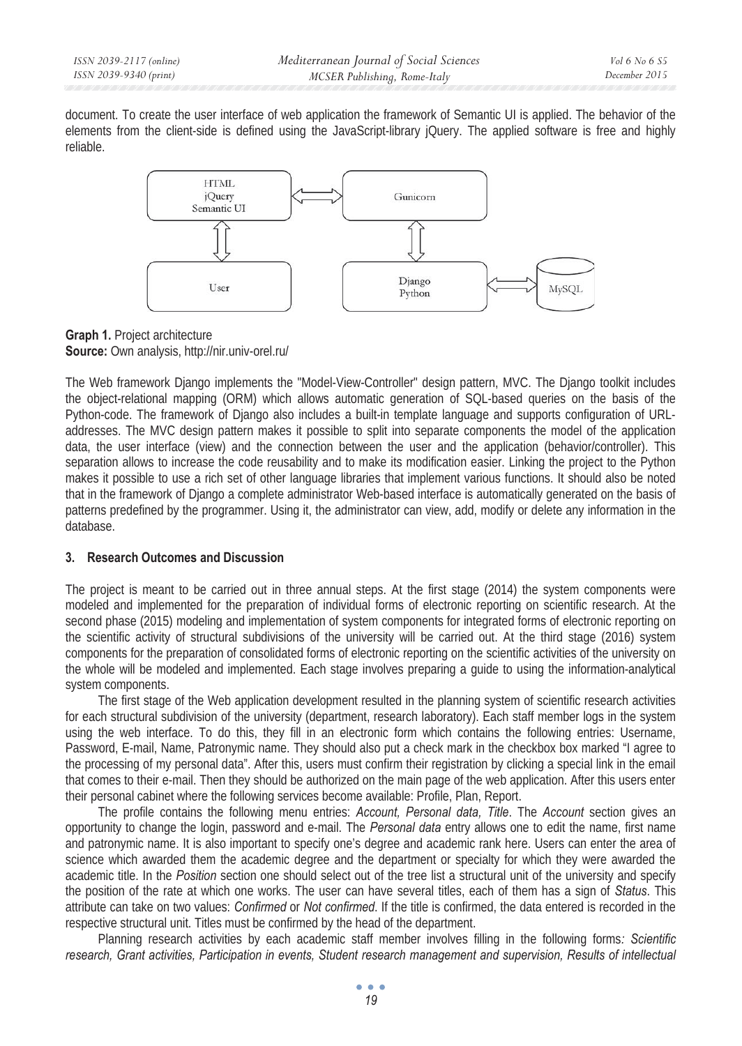document. To create the user interface of web application the framework of Semantic UI is applied. The behavior of the elements from the client-side is defined using the JavaScript-library jQuery. The applied software is free and highly reliable.

**Graph 1.** Project architecture
**Source:** Own analysis, http://nir.univ-orel.ru/

The Web framework Django implements the "Model-View-Controller" design pattern, MVC. The Django toolkit includes the object-relational mapping (ORM) which allows automatic generation of SQL-based queries on the basis of the Python-code. The framework of Django also includes a built-in template language and supports configuration of URL-addresses. The MVC design pattern makes it possible to split into separate components the model of the application data, the user interface (view) and the connection between the user and the application (behavior/controller). This separation allows to increase the code reusability and to make its modification easier. Linking the project to the Python makes it possible to use a rich set of other language libraries that implement various functions. It should also be noted that in the framework of Django a complete administrator Web-based interface is automatically generated on the basis of patterns predefined by the programmer. Using it, the administrator can view, add, modify or delete any information in the database.

### 3. Research Outcomes and Discussion

The project is meant to be carried out in three annual steps. At the first stage (2014) the system components were modeled and implemented for the preparation of individual forms of electronic reporting on scientific research. At the second phase (2015) modeling and implementation of system components for integrated forms of electronic reporting on the scientific activity of structural subdivisions of the university will be carried out. At the third stage (2016) system components for the preparation of consolidated forms of electronic reporting on the scientific activities of the university on the whole will be modeled and implemented. Each stage involves preparing a guide to using the information-analytical system components.

The first stage of the Web application development resulted in the planning system of scientific research activities for each structural subdivision of the university (department, research laboratory). Each staff member logs in the system using the web interface. To do this, they fill in an electronic form which contains the following entries: Username, Password, E-mail, Name, Patronymic name. They should also put a check mark in the checkbox box marked "I agree to the processing of my personal data". After this, users must confirm their registration by clicking a special link in the email that comes to their e-mail. Then they should be authorized on the main page of the web application. After this users enter their personal cabinet where the following services become available: Profile, Plan, Report.

The profile contains the following menu entries: *Account, Personal data, Title*. The *Account* section gives an opportunity to change the login, password and e-mail. The *Personal data* entry allows one to edit the name, first name and patronymic name. It is also important to specify one's degree and academic rank here. Users can enter the area of science which awarded them the academic degree and the department or specialty for which they were awarded the academic title. In the *Position* section one should select out of the tree list a structural unit of the university and specify the position of the rate at which one works. The user can have several titles, each of them has a sign of *Status*. This attribute can take on two values: *Confirmed* or *Not confirmed*. If the title is confirmed, the data entered is recorded in the respective structural unit. Titles must be confirmed by the head of the department.

Planning research activities by each academic staff member involves filling in the following forms*: Scientific research, Grant activities, Participation in events, Student research management and supervision, Results of intellectual*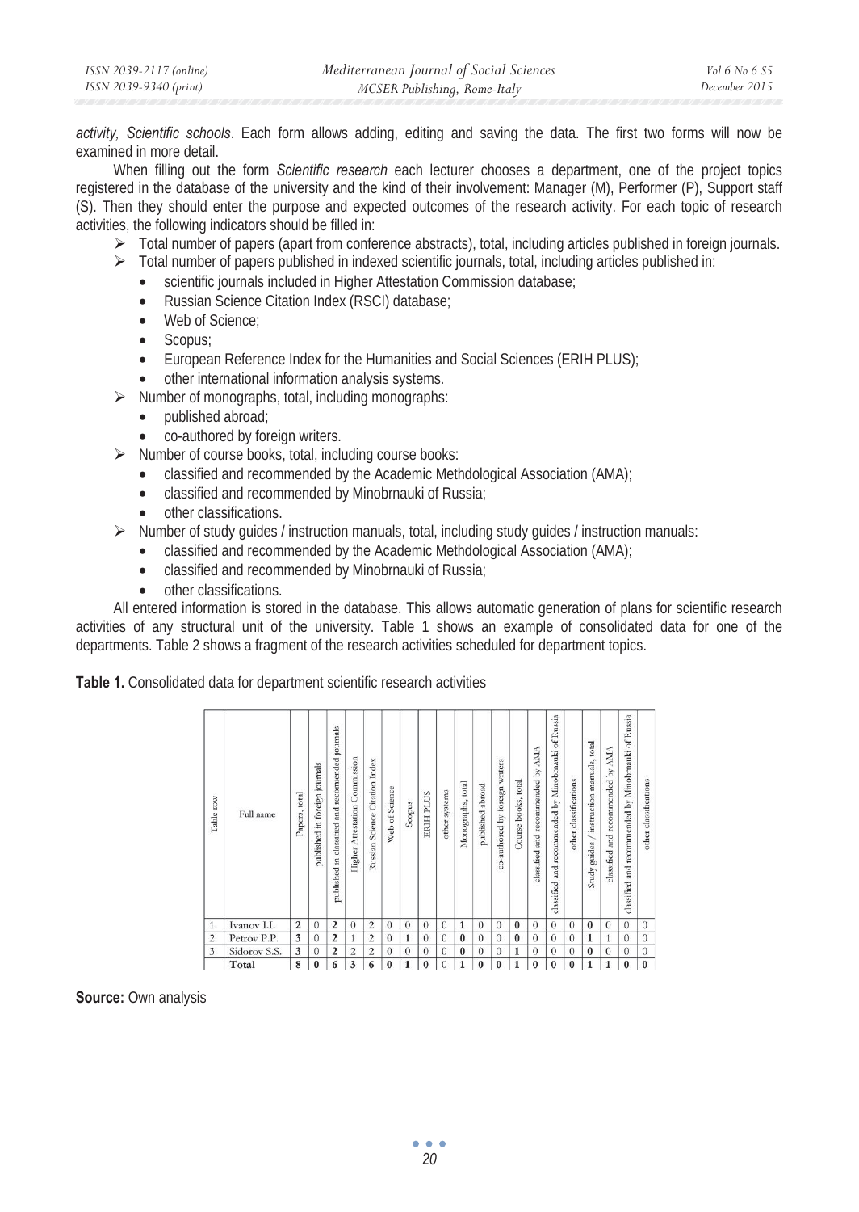*activity*, *Scientific schools*. Each form allows adding, editing and saving the data. The first two forms will now be examined in more detail.

When filling out the form *Scientific research* each lecturer chooses a department, one of the project topics registered in the database of the university and the kind of their involvement: Manager (M), Performer (P), Support staff (S). Then they should enter the purpose and expected outcomes of the research activity. For each topic of research activities, the following indicators should be filled in:

- Total number of papers (apart from conference abstracts), total, including articles published in foreign journals.
- Total number of papers published in indexed scientific journals, total, including articles published in:
  - scientific journals included in Higher Attestation Commission database;
  - Russian Science Citation Index (RSCI) database;
  - Web of Science;
  - Scopus;
  - European Reference Index for the Humanities and Social Sciences (ERIH PLUS);
  - other international information analysis systems.
- Number of monographs, total, including monographs:
  - published abroad;
  - co-authored by foreign writers.
- Number of course books, total, including course books:
  - classified and recommended by the Academic Methdological Association (AMA);
  - classified and recommended by Minobrnauki of Russia;
  - other classifications.
- Number of study guides / instruction manuals, total, including study guides / instruction manuals:
  - classified and recommended by the Academic Methdological Association (AMA);
  - classified and recommended by Minobrnauki of Russia;
  - other classifications.

All entered information is stored in the database. This allows automatic generation of plans for scientific research activities of any structural unit of the university. Table 1 shows an example of consolidated data for one of the departments. Table 2 shows a fragment of the research activities scheduled for department topics.

**Table 1.** Consolidated data for department scientific research activities

| Table row | Full name | Papers, total | published in foreign journals | published in classified and recommended journals | Higher Attestation Commission | Russian Science Citation Index | Web of Science | Scopus | ERIH PLUS | other systems | Monographs, total | published abroad | co-authored by foreign writers | Course books, total | classified and recommended by AMA | classified and recommended by Minobrnauki of Russia | other classifications | Study guides / instruction manuals, total | classified and recommended by AMA | classified and recommended by Minobrnauki of Russia | other classifications |
|---|---|---|---|---|---|---|---|---|---|---|---|---|---|---|---|---|---|---|---|---|---|
| 1. | Ivanov I.I. | **2** | 0 | **2** | 0 | 2 | 0 | 0 | 0 | 0 | **1** | 0 | 0 | **0** | 0 | 0 | 0 | **0** | 0 | 0 | 0 |
| 2. | Petrov P.P. | **3** | 0 | **2** | 1 | 2 | 0 | 1 | 0 | 0 | **0** | 0 | 0 | **0** | 0 | 0 | 0 | **1** | 1 | 0 | 0 |
| 3. | Sidorov S.S. | **3** | 0 | **2** | 2 | 2 | 0 | 0 | 0 | 0 | **0** | 0 | 0 | **1** | 0 | 0 | 0 | **0** | 0 | 0 | 0 |
| | **Total** | **8** | **0** | **6** | **3** | **6** | **0** | **1** | **0** | 0 | **1** | **0** | **0** | **1** | **0** | **0** | **0** | **1** | **1** | **0** | **0** |

**Source:** Own analysis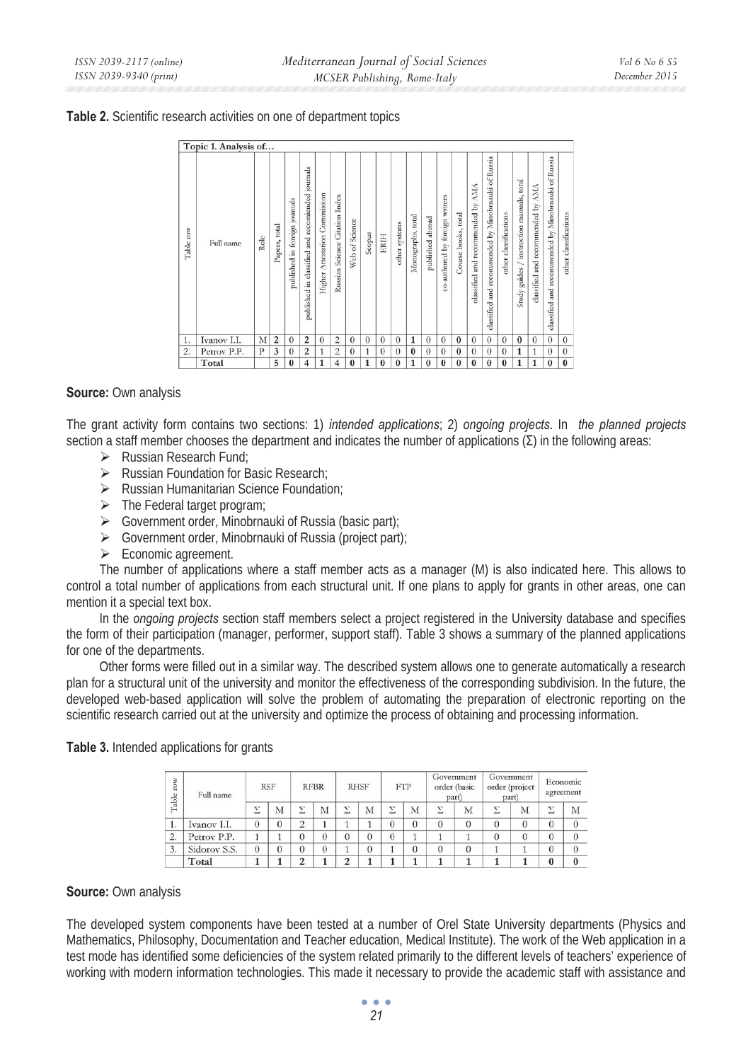**Table 2.** Scientific research activities on one of department topics

| Topic 1. Analysis of… | | | | | | | | | | | | | | | | | | | | | | | | | |
|---|---|---|---|---|---|---|---|---|---|---|---|---|---|---|---|---|---|---|---|---|---|---|---|---|---|
| Table row | Full name | Role | Papers, total | published in foreign journals | published in classified and recommended journals | Higher Attestation Commission | Russian Science Citation Index | Web of Science | Scopus | ERIH | other systems | Monographs, total | published abroad | co-authored by foreign writers | Course books, total | classified and recommended by AMA | classified and recommended by Minobrnauki of Russia | other classifications | Study guides / instruction manuals, total | classified and recommended by AMA | classified and recommended by Minobrnauki of Russia | other classifications |
| 1. | Ivanov I.I. | M | **2** | 0 | **2** | 0 | 2 | 0 | 0 | 0 | 0 | **1** | 0 | 0 | **0** | 0 | 0 | 0 | **0** | 0 | 0 | 0 |
| 2. | Petrov P.P. | P | **3** | 0 | **2** | 1 | 2 | 0 | 1 | 0 | 0 | **0** | 0 | 0 | **0** | 0 | 0 | 0 | **1** | 1 | 0 | 0 |
| | **Total** | | **5** | **0** | **4** | **1** | **4** | **0** | **1** | **0** | **0** | **1** | **0** | **0** | **0** | **0** | **0** | **0** | **1** | **1** | **0** | **0** |

**Source:** Own analysis

The grant activity form contains two sections: 1) *intended applications*; 2) *ongoing projects*. In *the planned projects* section a staff member chooses the department and indicates the number of applications (Σ) in the following areas:

- Russian Research Fund;
- Russian Foundation for Basic Research;
- Russian Humanitarian Science Foundation;
- The Federal target program;
- Government order, Minobrnauki of Russia (basic part);
- Government order, Minobrnauki of Russia (project part);
- Economic agreement.

The number of applications where a staff member acts as a manager (M) is also indicated here. This allows to control a total number of applications from each structural unit. If one plans to apply for grants in other areas, one can mention it a special text box.

In the *ongoing projects* section staff members select a project registered in the University database and specifies the form of their participation (manager, performer, support staff). Table 3 shows a summary of the planned applications for one of the departments.

Other forms were filled out in a similar way. The described system allows one to generate automatically a research plan for a structural unit of the university and monitor the effectiveness of the corresponding subdivision. In the future, the developed web-based application will solve the problem of automating the preparation of electronic reporting on the scientific research carried out at the university and optimize the process of obtaining and processing information.

**Table 3.** Intended applications for grants

| Table row | Full name | RSF | | RFBR | | RHSF | | FTP | | Government order (basic part) | | Government order (project part) | | Economic agreement | |
|---|---|---|---|---|---|---|---|---|---|---|---|---|---|---|---|
| | | Σ | M | Σ | M | Σ | M | Σ | M | Σ | M | Σ | M | Σ | M |
| 1. | Ivanov I.I. | 0 | 0 | 2 | 1 | 1 | 1 | 0 | 0 | 0 | 0 | 0 | 0 | 0 | 0 |
| 2. | Petrov P.P. | 1 | 1 | 0 | 0 | 0 | 0 | 0 | 1 | 1 | 1 | 0 | 0 | 0 | 0 |
| 3. | Sidorov S.S. | 0 | 0 | 0 | 0 | 1 | 0 | 1 | 0 | 0 | 0 | 1 | 1 | 0 | 0 |
| | **Total** | **1** | **1** | **2** | **1** | **2** | **1** | **1** | **1** | **1** | **1** | **1** | **1** | **0** | **0** |

**Source:** Own analysis

The developed system components have been tested at a number of Orel State University departments (Physics and Mathematics, Philosophy, Documentation and Teacher education, Medical Institute). The work of the Web application in a test mode has identified some deficiencies of the system related primarily to the different levels of teachers' experience of working with modern information technologies. This made it necessary to provide the academic staff with assistance and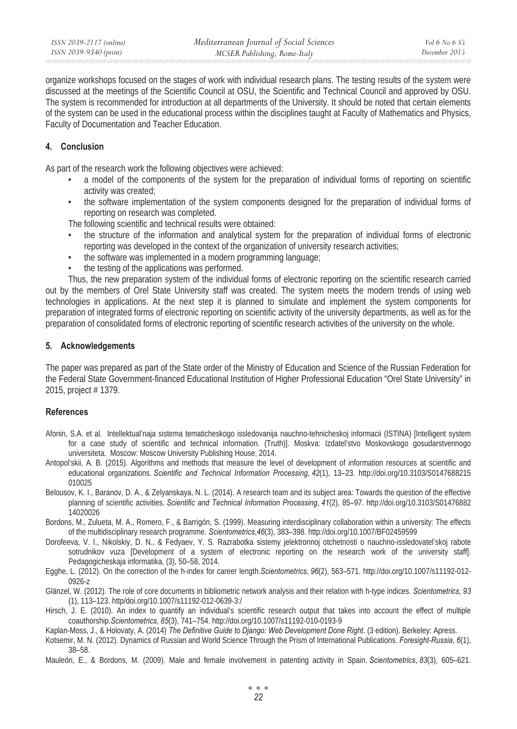organize workshops focused on the stages of work with individual research plans. The testing results of the system were discussed at the meetings of the Scientific Council at OSU, the Scientific and Technical Council and approved by OSU. The system is recommended for introduction at all departments of the University. It should be noted that certain elements of the system can be used in the educational process within the disciplines taught at Faculty of Mathematics and Physics, Faculty of Documentation and Teacher Education.

## 4. Conclusion

As part of the research work the following objectives were achieved:

- a model of the components of the system for the preparation of individual forms of reporting on scientific activity was created;
- the software implementation of the system components designed for the preparation of individual forms of reporting on research was completed.

The following scientific and technical results were obtained:

- the structure of the information and analytical system for the preparation of individual forms of electronic reporting was developed in the context of the organization of university research activities;
- the software was implemented in a modern programming language;
- the testing of the applications was performed.

Thus, the new preparation system of the individual forms of electronic reporting on the scientific research carried out by the members of Orel State University staff was created. The system meets the modern trends of using web technologies in applications. At the next step it is planned to simulate and implement the system components for preparation of integrated forms of electronic reporting on scientific activity of the university departments, as well as for the preparation of consolidated forms of electronic reporting of scientific research activities of the university on the whole.

## 5. Acknowledgements

The paper was prepared as part of the State order of the Ministry of Education and Science of the Russian Federation for the Federal State Government-financed Educational Institution of Higher Professional Education "Orel State University" in 2015, project # 1379.

## References

Afonin, S.A. et al. Intellektual'naja sistema tematicheskogo issledovanija nauchno-tehnicheskoj informacii (ISTINA) [Intelligent system for a case study of scientific and technical information. (Truth)]. Moskva: Izdatel'stvo Moskovskogo gosudarstvennogo universiteta. Moscow: Moscow University Publishing House, 2014.

Antopol'skii, A. B. (2015). Algorithms and methods that measure the level of development of information resources at scientific and educational organizations. *Scientific and Technical Information Processing*, *42*(1), 13–23. http://doi.org/10.3103/S0147688215010025

Belousov, K. I., Baranov, D. A., & Zelyanskaya, N. L. (2014). A research team and its subject area: Towards the question of the effective planning of scientific activities. *Scientific and Technical Information Processing*, *41*(2), 85–97. http://doi.org/10.3103/S0147688214020026

Bordons, M., Zulueta, M. A., Romero, F., & Barrigón, S. (1999). Measuring interdisciplinary collaboration within a university: The effects of the multidisciplinary research programme. *Scientometrics*,*46*(3), 383–398. http://doi.org/10.1007/BF02459599

Dorofeeva, V. I., Nikolskiy, D. N., & Fedyaev, Y. S. Razrabotka sistemy jelektronnoj otchetnosti o nauchno-issledovatel'skoj rabote sotrudnikov vuza [Development of a system of electronic reporting on the research work of the university staff]. Pedagogicheskaja informatika, (3), 50–58, 2014.

Egghe, L. (2012). On the correction of the h-index for career length.*Scientometrics*, *96*(2), 563–571. http://doi.org/10.1007/s11192-012-0926-z

Glänzel, W. (2012). The role of core documents in bibliometric network analysis and their relation with h-type indices. *Scientometrics*, *93* (1), 113–123. http/doi.org/10.1007/s11192-012-0639-3:/

Hirsch, J. E. (2010). An index to quantify an individual's scientific research output that takes into account the effect of multiple coauthorship.*Scientometrics*, *85*(3), 741–754. http://doi.org/10.1007/s11192-010-0193-9

Kaplan-Moss, J., & Holovaty, A. (2014) *The Definitive Guide to Django: Web Development Done Right*. (3 edition). Berkeley: Apress.

Kotsemir, M. N. (2012). Dynamics of Russian and World Science Through the Prism of International Publications. *Foresight-Russia*, *6*(1), 38–58.

Mauleón, E., & Bordons, M. (2009). Male and female involvement in patenting activity in Spain. *Scientometrics*, *83*(3), 605–621.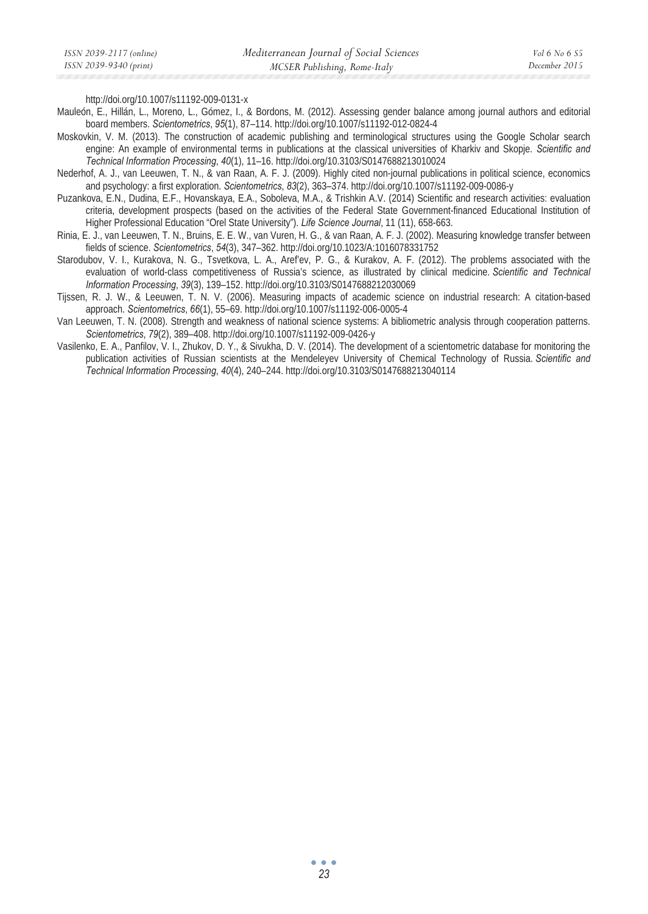http://doi.org/10.1007/s11192-009-0131-x

Mauleón, E., Hillán, L., Moreno, L., Gómez, I., & Bordons, M. (2012). Assessing gender balance among journal authors and editorial board members. *Scientometrics*, *95*(1), 87–114. http://doi.org/10.1007/s11192-012-0824-4

Moskovkin, V. M. (2013). The construction of academic publishing and terminological structures using the Google Scholar search engine: An example of environmental terms in publications at the classical universities of Kharkiv and Skopje. *Scientific and Technical Information Processing*, *40*(1), 11–16. http://doi.org/10.3103/S0147688213010024

Nederhof, A. J., van Leeuwen, T. N., & van Raan, A. F. J. (2009). Highly cited non-journal publications in political science, economics and psychology: a first exploration. *Scientometrics*, *83*(2), 363–374. http://doi.org/10.1007/s11192-009-0086-y

Puzankova, E.N., Dudina, E.F., Hovanskaya, E.A., Soboleva, M.A., & Trishkin A.V. (2014) Scientific and research activities: evaluation criteria, development prospects (based on the activities of the Federal State Government-financed Educational Institution of Higher Professional Education "Orel State University"). *Life Science Journal*, 11 (11), 658-663.

Rinia, E. J., van Leeuwen, T. N., Bruins, E. E. W., van Vuren, H. G., & van Raan, A. F. J. (2002). Measuring knowledge transfer between fields of science. *Scientometrics*, *54*(3), 347–362. http://doi.org/10.1023/A:1016078331752

Starodubov, V. I., Kurakova, N. G., Tsvetkova, L. A., Aref'ev, P. G., & Kurakov, A. F. (2012). The problems associated with the evaluation of world-class competitiveness of Russia's science, as illustrated by clinical medicine. *Scientific and Technical Information Processing*, *39*(3), 139–152. http://doi.org/10.3103/S0147688212030069

Tijssen, R. J. W., & Leeuwen, T. N. V. (2006). Measuring impacts of academic science on industrial research: A citation-based approach. *Scientometrics*, *66*(1), 55–69. http://doi.org/10.1007/s11192-006-0005-4

Van Leeuwen, T. N. (2008). Strength and weakness of national science systems: A bibliometric analysis through cooperation patterns. *Scientometrics*, *79*(2), 389–408. http://doi.org/10.1007/s11192-009-0426-y

Vasilenko, E. A., Panfilov, V. I., Zhukov, D. Y., & Sivukha, D. V. (2014). The development of a scientometric database for monitoring the publication activities of Russian scientists at the Mendeleyev University of Chemical Technology of Russia. *Scientific and Technical Information Processing*, *40*(4), 240–244. http://doi.org/10.3103/S0147688213040114